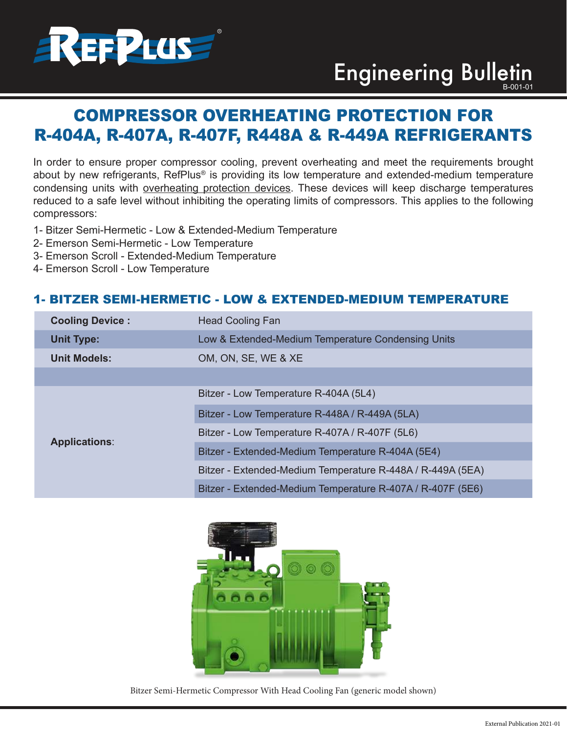# Engineering Bulletin

B-001-01

## COMPRESSOR OVERHEATING PROTECTION FOR R-404A, R-407A, R-407F, R448A & R-449A REFRIGERANTS

In order to ensure proper compressor cooling, prevent overheating and meet the requirements brought about by new refrigerants, RefPlus® is providing its low temperature and extended-medium temperature condensing units with overheating protection devices. These devices will keep discharge temperatures reduced to a safe level without inhibiting the operating limits of compressors. This applies to the following compressors:

1- Bitzer Semi-Hermetic - Low & Extended-Medium Temperature
2- Emerson Semi-Hermetic - Low Temperature
3- Emerson Scroll - Extended-Medium Temperature
4- Emerson Scroll - Low Temperature

### 1- BITZER SEMI-HERMETIC - LOW & EXTENDED-MEDIUM TEMPERATURE

| | |
|---|---|
| **Cooling Device :** | Head Cooling Fan |
| **Unit Type:** | Low & Extended-Medium Temperature Condensing Units |
| **Unit Models:** | OM, ON, SE, WE & XE |
| | |
| **Applications**: | Bitzer - Low Temperature R-404A (5L4) |
| | Bitzer - Low Temperature R-448A / R-449A (5LA) |
| | Bitzer - Low Temperature R-407A / R-407F (5L6) |
| | Bitzer - Extended-Medium Temperature R-404A (5E4) |
| | Bitzer - Extended-Medium Temperature R-448A / R-449A (5EA) |
| | Bitzer - Extended-Medium Temperature R-407A / R-407F (5E6) |

Bitzer Semi-Hermetic Compressor With Head Cooling Fan (generic model shown)

External Publication 2021-01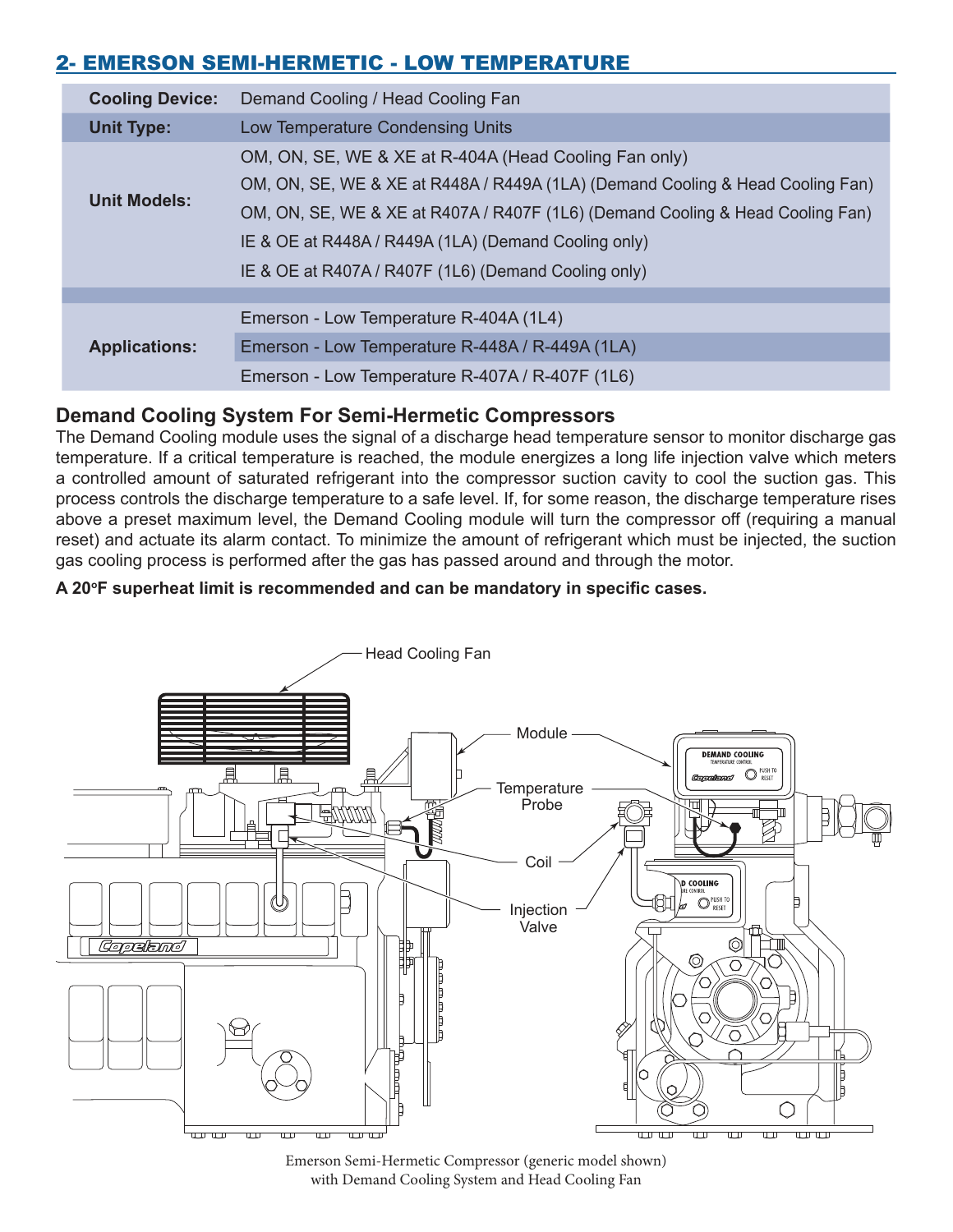## 2- EMERSON SEMI-HERMETIC - LOW TEMPERATURE

| | |
|---|---|
| **Cooling Device:** | Demand Cooling / Head Cooling Fan |
| **Unit Type:** | Low Temperature Condensing Units |
| **Unit Models:** | OM, ON, SE, WE & XE at R-404A (Head Cooling Fan only) |
| | OM, ON, SE, WE & XE at R448A / R449A (1LA) (Demand Cooling & Head Cooling Fan) |
| | OM, ON, SE, WE & XE at R407A / R407F (1L6) (Demand Cooling & Head Cooling Fan) |
| | IE & OE at R448A / R449A (1LA) (Demand Cooling only) |
| | IE & OE at R407A / R407F (1L6) (Demand Cooling only) |
| **Applications:** | Emerson - Low Temperature R-404A (1L4) |
| | Emerson - Low Temperature R-448A / R-449A (1LA) |
| | Emerson - Low Temperature R-407A / R-407F (1L6) |

### Demand Cooling System For Semi-Hermetic Compressors

The Demand Cooling module uses the signal of a discharge head temperature sensor to monitor discharge gas temperature. If a critical temperature is reached, the module energizes a long life injection valve which meters a controlled amount of saturated refrigerant into the compressor suction cavity to cool the suction gas. This process controls the discharge temperature to a safe level. If, for some reason, the discharge temperature rises above a preset maximum level, the Demand Cooling module will turn the compressor off (requiring a manual reset) and actuate its alarm contact. To minimize the amount of refrigerant which must be injected, the suction gas cooling process is performed after the gas has passed around and through the motor.

**A 20°F superheat limit is recommended and can be mandatory in specific cases.**

Head Cooling Fan

Module

Temperature Probe

Coil

Injection Valve

Emerson Semi-Hermetic Compressor (generic model shown) with Demand Cooling System and Head Cooling Fan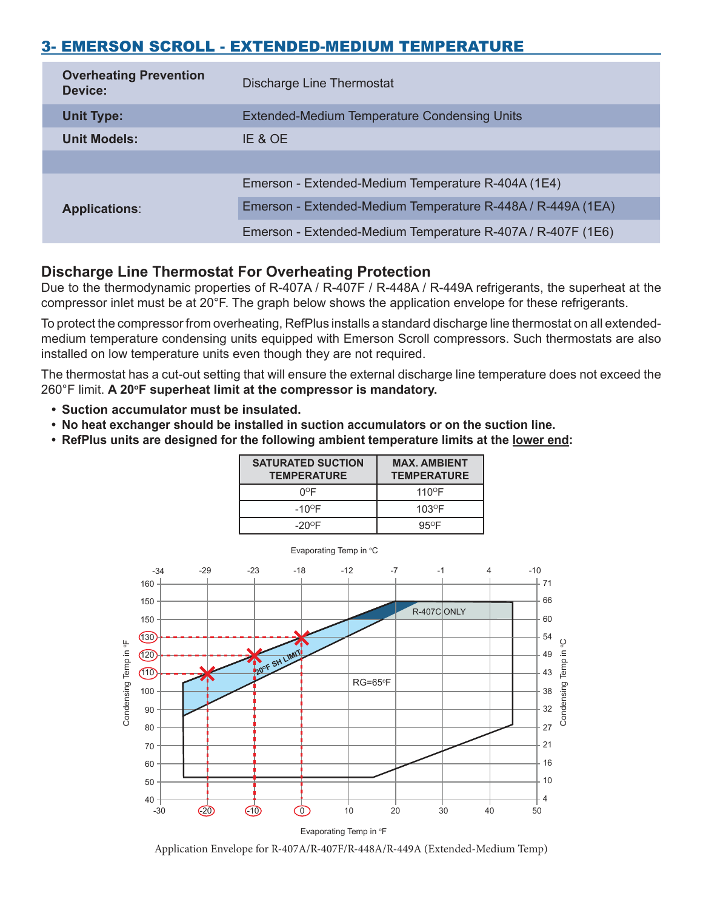## 3- EMERSON SCROLL - EXTENDED-MEDIUM TEMPERATURE

| | |
|---|---|
| **Overheating Prevention Device:** | Discharge Line Thermostat |
| **Unit Type:** | Extended-Medium Temperature Condensing Units |
| **Unit Models:** | IE & OE |
| | |
| **Applications**: | Emerson - Extended-Medium Temperature R-404A (1E4) |
| | Emerson - Extended-Medium Temperature R-448A / R-449A (1EA) |
| | Emerson - Extended-Medium Temperature R-407A / R-407F (1E6) |

### Discharge Line Thermostat For Overheating Protection

Due to the thermodynamic properties of R-407A / R-407F / R-448A / R-449A refrigerants, the superheat at the compressor inlet must be at 20°F. The graph below shows the application envelope for these refrigerants.

To protect the compressor from overheating, RefPlus installs a standard discharge line thermostat on all extended-medium temperature condensing units equipped with Emerson Scroll compressors. Such thermostats are also installed on low temperature units even though they are not required.

The thermostat has a cut-out setting that will ensure the external discharge line temperature does not exceed the 260°F limit. **A 20°F superheat limit at the compressor is mandatory.**

- **Suction accumulator must be insulated.**
- **No heat exchanger should be installed in suction accumulators or on the suction line.**
- **RefPlus units are designed for the following ambient temperature limits at the lower end:**

| SATURATED SUCTION TEMPERATURE | MAX. AMBIENT TEMPERATURE |
|---|---|
| 0°F | 110°F |
| -10°F | 103°F |
| -20°F | 95°F |

Application Envelope for R-407A/R-407F/R-448A/R-449A (Extended-Medium Temp)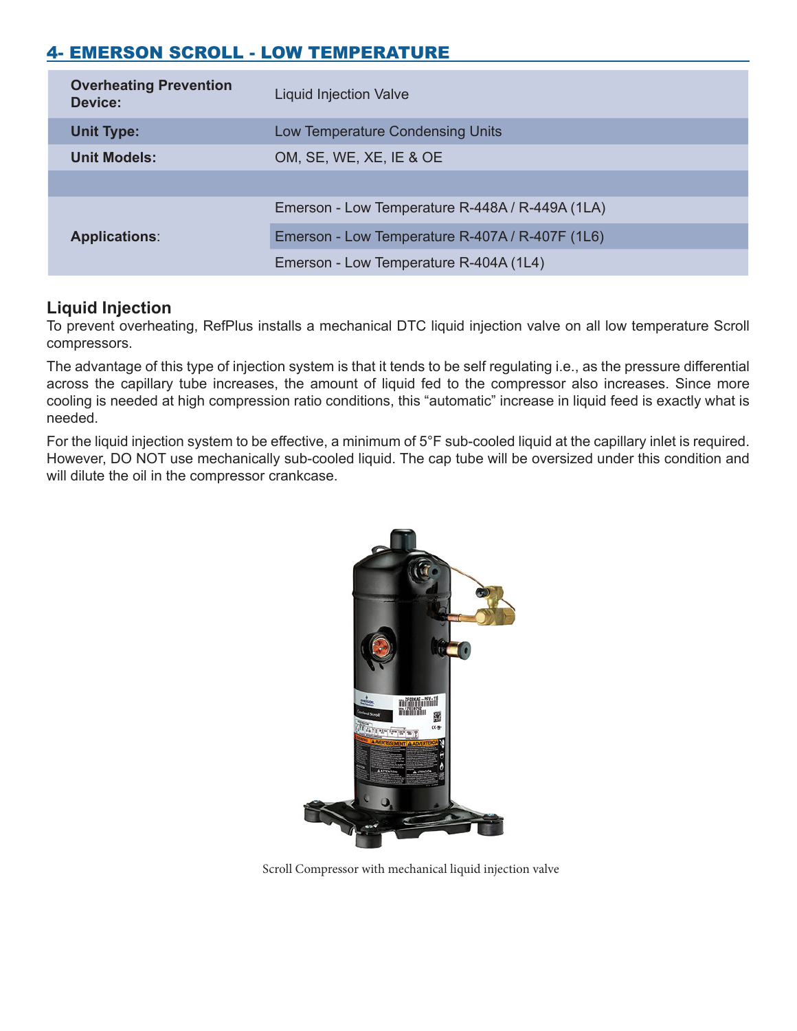## 4- EMERSON SCROLL - LOW TEMPERATURE

| | |
|---|---|
| **Overheating Prevention Device:** | Liquid Injection Valve |
| **Unit Type:** | Low Temperature Condensing Units |
| **Unit Models:** | OM, SE, WE, XE, IE & OE |
| | |
| **Applications**: | Emerson - Low Temperature R-448A / R-449A (1LA) |
| | Emerson - Low Temperature R-407A / R-407F (1L6) |
| | Emerson - Low Temperature R-404A (1L4) |

### Liquid Injection

To prevent overheating, RefPlus installs a mechanical DTC liquid injection valve on all low temperature Scroll compressors.

The advantage of this type of injection system is that it tends to be self regulating i.e., as the pressure differential across the capillary tube increases, the amount of liquid fed to the compressor also increases. Since more cooling is needed at high compression ratio conditions, this "automatic" increase in liquid feed is exactly what is needed.

For the liquid injection system to be effective, a minimum of 5°F sub-cooled liquid at the capillary inlet is required. However, DO NOT use mechanically sub-cooled liquid. The cap tube will be oversized under this condition and will dilute the oil in the compressor crankcase.

Scroll Compressor with mechanical liquid injection valve